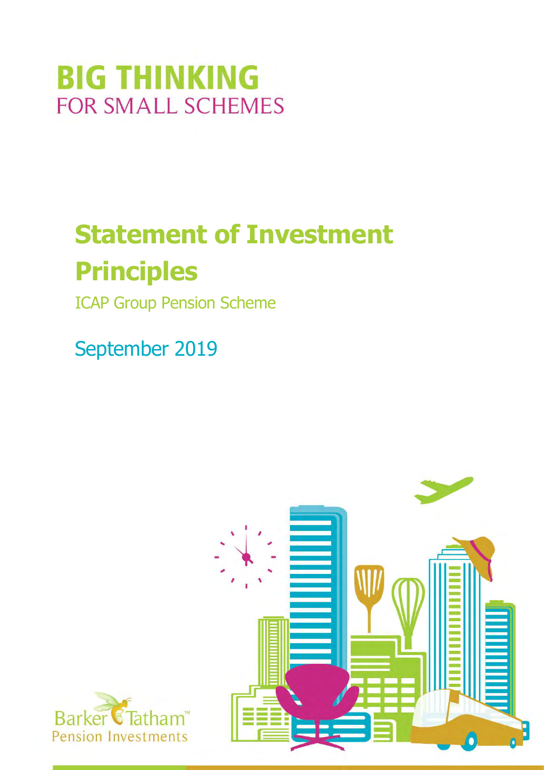# BIG THINKING
FOR SMALL SCHEMES

# Statement of Investment Principles

ICAP Group Pension Scheme

September 2019

Barker Tatham™
Pension Investments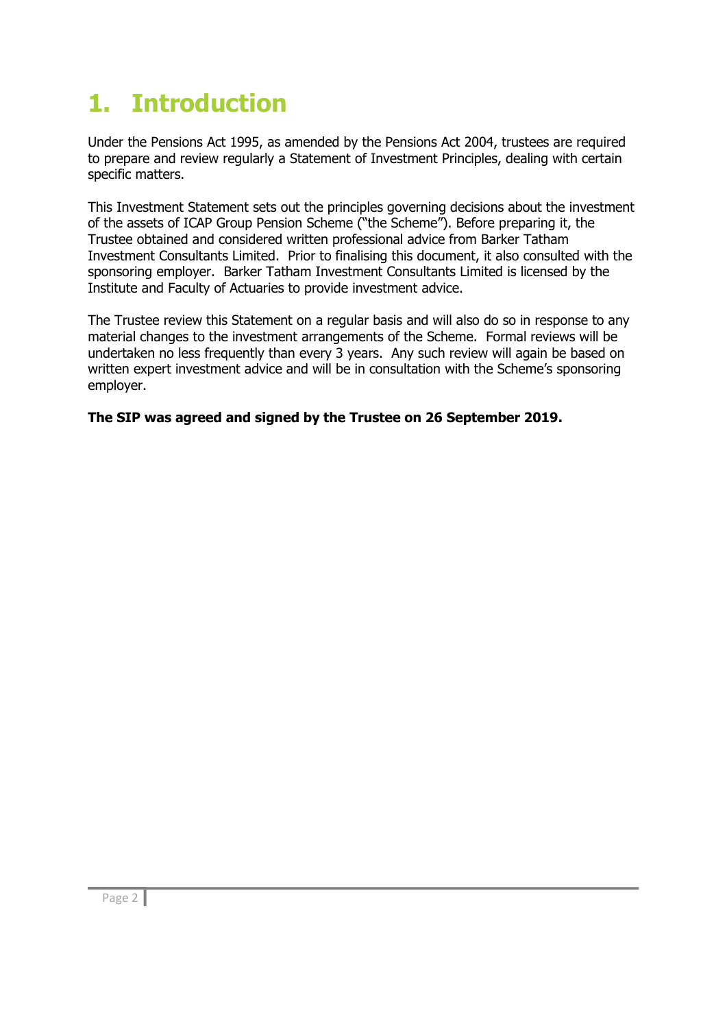# 1. Introduction

Under the Pensions Act 1995, as amended by the Pensions Act 2004, trustees are required to prepare and review regularly a Statement of Investment Principles, dealing with certain specific matters.

This Investment Statement sets out the principles governing decisions about the investment of the assets of ICAP Group Pension Scheme ("the Scheme"). Before preparing it, the Trustee obtained and considered written professional advice from Barker Tatham Investment Consultants Limited. Prior to finalising this document, it also consulted with the sponsoring employer. Barker Tatham Investment Consultants Limited is licensed by the Institute and Faculty of Actuaries to provide investment advice.

The Trustee review this Statement on a regular basis and will also do so in response to any material changes to the investment arrangements of the Scheme. Formal reviews will be undertaken no less frequently than every 3 years. Any such review will again be based on written expert investment advice and will be in consultation with the Scheme's sponsoring employer.

**The SIP was agreed and signed by the Trustee on 26 September 2019.**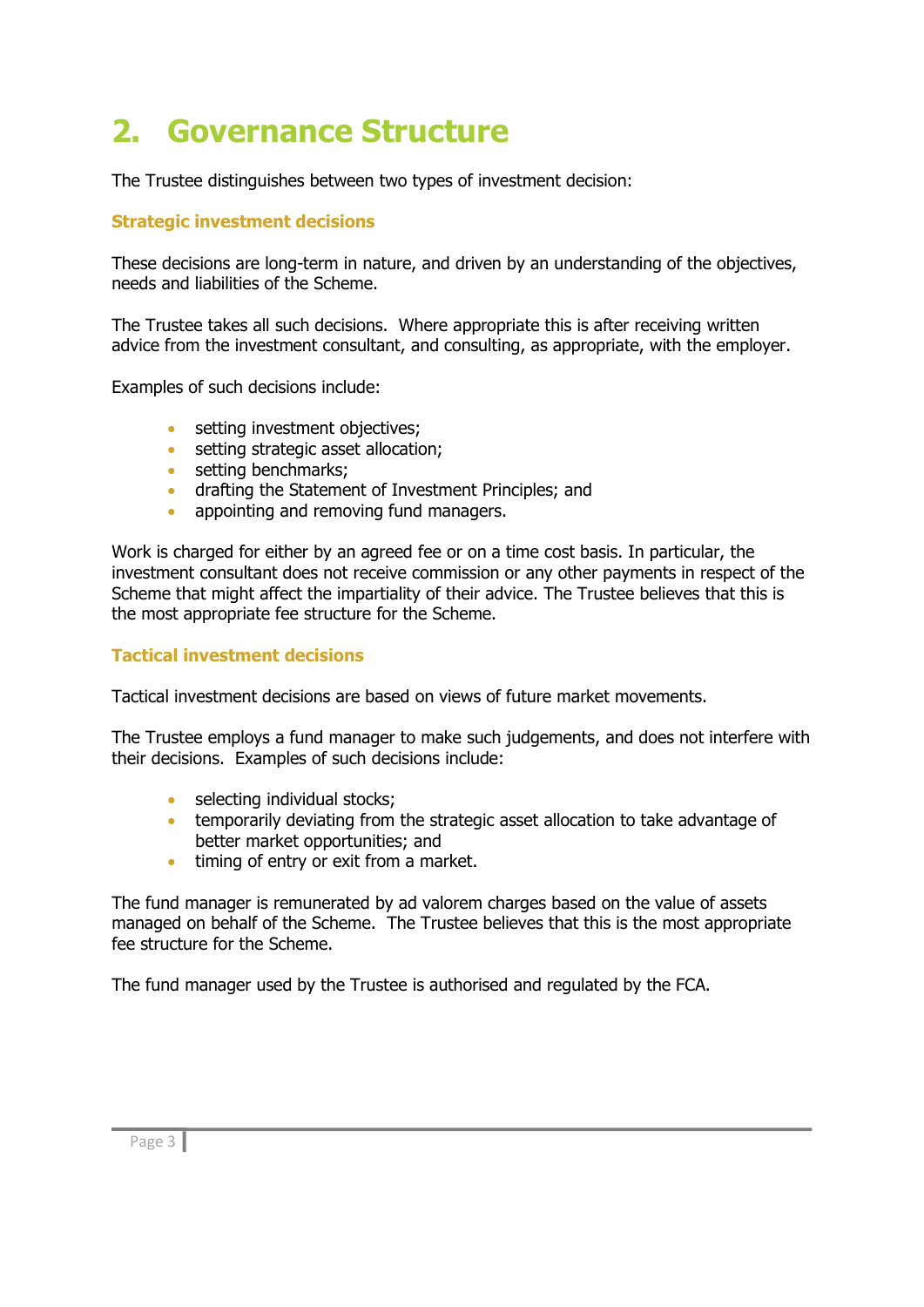# 2. Governance Structure

The Trustee distinguishes between two types of investment decision:

### Strategic investment decisions

These decisions are long-term in nature, and driven by an understanding of the objectives, needs and liabilities of the Scheme.

The Trustee takes all such decisions. Where appropriate this is after receiving written advice from the investment consultant, and consulting, as appropriate, with the employer.

Examples of such decisions include:

- setting investment objectives;
- setting strategic asset allocation;
- setting benchmarks;
- drafting the Statement of Investment Principles; and
- appointing and removing fund managers.

Work is charged for either by an agreed fee or on a time cost basis. In particular, the investment consultant does not receive commission or any other payments in respect of the Scheme that might affect the impartiality of their advice. The Trustee believes that this is the most appropriate fee structure for the Scheme.

### Tactical investment decisions

Tactical investment decisions are based on views of future market movements.

The Trustee employs a fund manager to make such judgements, and does not interfere with their decisions. Examples of such decisions include:

- selecting individual stocks;
- temporarily deviating from the strategic asset allocation to take advantage of better market opportunities; and
- timing of entry or exit from a market.

The fund manager is remunerated by ad valorem charges based on the value of assets managed on behalf of the Scheme. The Trustee believes that this is the most appropriate fee structure for the Scheme.

The fund manager used by the Trustee is authorised and regulated by the FCA.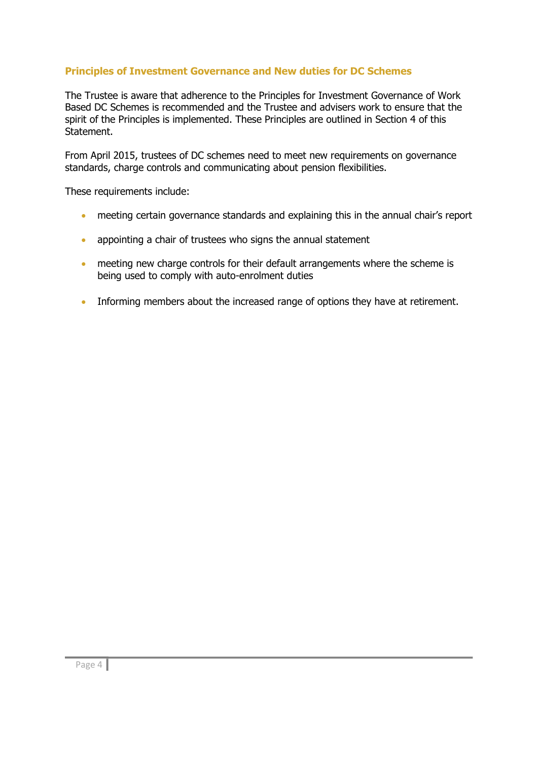## Principles of Investment Governance and New duties for DC Schemes

The Trustee is aware that adherence to the Principles for Investment Governance of Work Based DC Schemes is recommended and the Trustee and advisers work to ensure that the spirit of the Principles is implemented. These Principles are outlined in Section 4 of this Statement.

From April 2015, trustees of DC schemes need to meet new requirements on governance standards, charge controls and communicating about pension flexibilities.

These requirements include:

- meeting certain governance standards and explaining this in the annual chair's report
- appointing a chair of trustees who signs the annual statement
- meeting new charge controls for their default arrangements where the scheme is being used to comply with auto-enrolment duties
- Informing members about the increased range of options they have at retirement.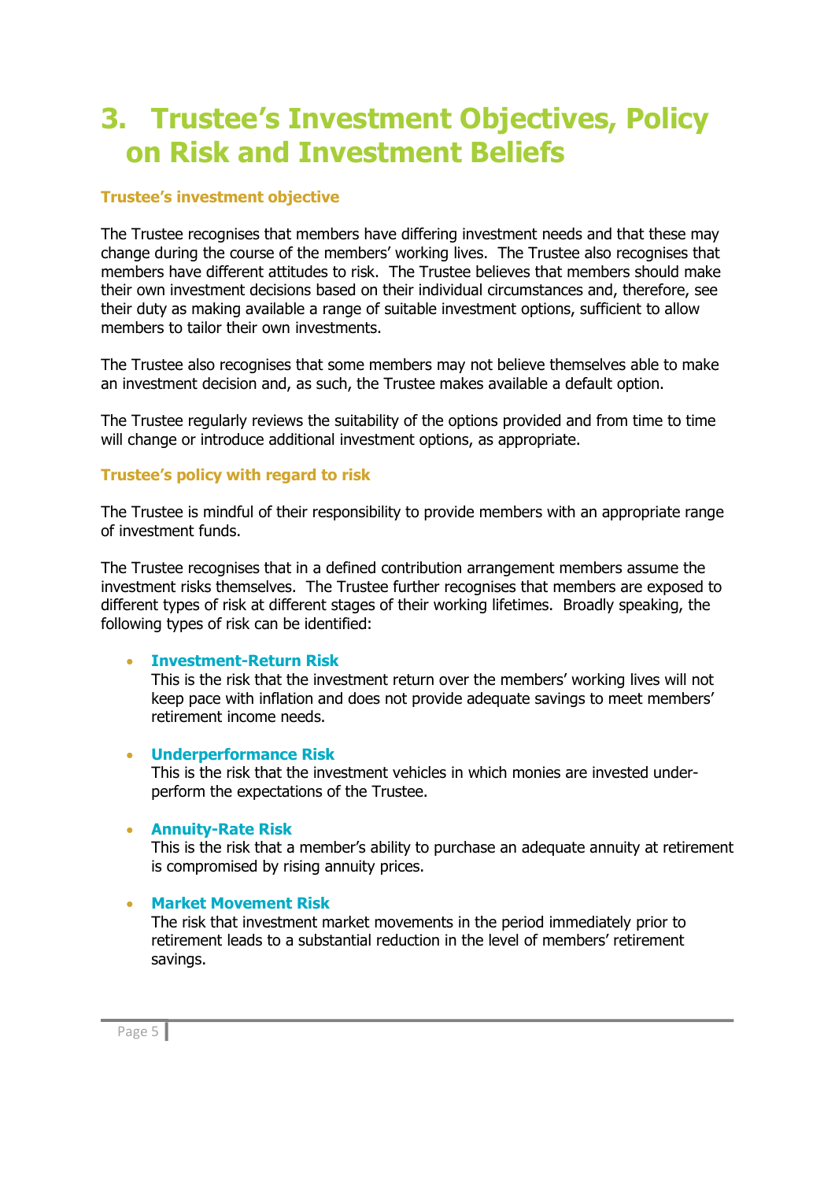# 3. Trustee's Investment Objectives, Policy on Risk and Investment Beliefs

### Trustee's investment objective

The Trustee recognises that members have differing investment needs and that these may change during the course of the members' working lives. The Trustee also recognises that members have different attitudes to risk. The Trustee believes that members should make their own investment decisions based on their individual circumstances and, therefore, see their duty as making available a range of suitable investment options, sufficient to allow members to tailor their own investments.

The Trustee also recognises that some members may not believe themselves able to make an investment decision and, as such, the Trustee makes available a default option.

The Trustee regularly reviews the suitability of the options provided and from time to time will change or introduce additional investment options, as appropriate.

### Trustee's policy with regard to risk

The Trustee is mindful of their responsibility to provide members with an appropriate range of investment funds.

The Trustee recognises that in a defined contribution arrangement members assume the investment risks themselves. The Trustee further recognises that members are exposed to different types of risk at different stages of their working lifetimes. Broadly speaking, the following types of risk can be identified:

- **Investment-Return Risk**
  This is the risk that the investment return over the members' working lives will not keep pace with inflation and does not provide adequate savings to meet members' retirement income needs.

- **Underperformance Risk**
  This is the risk that the investment vehicles in which monies are invested under-perform the expectations of the Trustee.

- **Annuity-Rate Risk**
  This is the risk that a member's ability to purchase an adequate annuity at retirement is compromised by rising annuity prices.

- **Market Movement Risk**
  The risk that investment market movements in the period immediately prior to retirement leads to a substantial reduction in the level of members' retirement savings.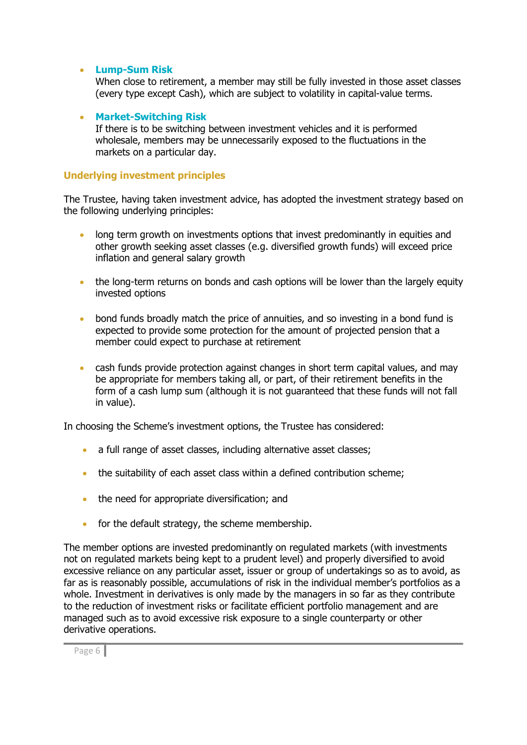- **Lump-Sum Risk**
  When close to retirement, a member may still be fully invested in those asset classes (every type except Cash), which are subject to volatility in capital-value terms.

- **Market-Switching Risk**
  If there is to be switching between investment vehicles and it is performed wholesale, members may be unnecessarily exposed to the fluctuations in the markets on a particular day.

### Underlying investment principles

The Trustee, having taken investment advice, has adopted the investment strategy based on the following underlying principles:

- long term growth on investments options that invest predominantly in equities and other growth seeking asset classes (e.g. diversified growth funds) will exceed price inflation and general salary growth

- the long-term returns on bonds and cash options will be lower than the largely equity invested options

- bond funds broadly match the price of annuities, and so investing in a bond fund is expected to provide some protection for the amount of projected pension that a member could expect to purchase at retirement

- cash funds provide protection against changes in short term capital values, and may be appropriate for members taking all, or part, of their retirement benefits in the form of a cash lump sum (although it is not guaranteed that these funds will not fall in value).

In choosing the Scheme's investment options, the Trustee has considered:

- a full range of asset classes, including alternative asset classes;

- the suitability of each asset class within a defined contribution scheme;

- the need for appropriate diversification; and

- for the default strategy, the scheme membership.

The member options are invested predominantly on regulated markets (with investments not on regulated markets being kept to a prudent level) and properly diversified to avoid excessive reliance on any particular asset, issuer or group of undertakings so as to avoid, as far as is reasonably possible, accumulations of risk in the individual member's portfolios as a whole. Investment in derivatives is only made by the managers in so far as they contribute to the reduction of investment risks or facilitate efficient portfolio management and are managed such as to avoid excessive risk exposure to a single counterparty or other derivative operations.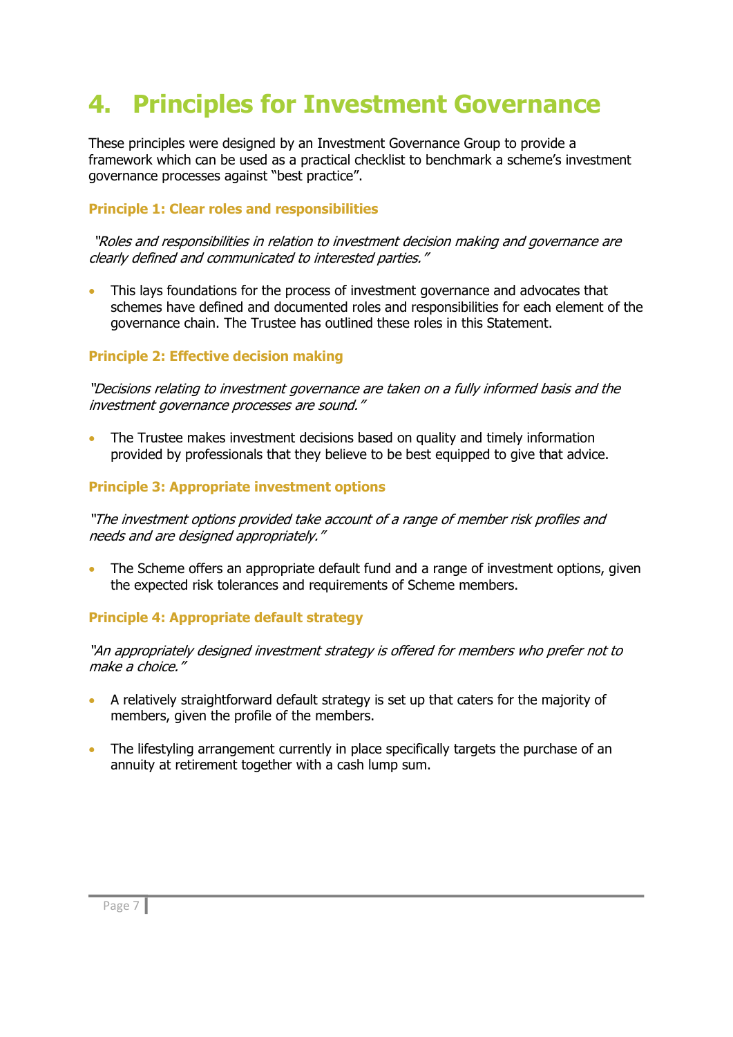# 4. Principles for Investment Governance

These principles were designed by an Investment Governance Group to provide a framework which can be used as a practical checklist to benchmark a scheme's investment governance processes against "best practice".

### Principle 1: Clear roles and responsibilities

*"Roles and responsibilities in relation to investment decision making and governance are clearly defined and communicated to interested parties."*

- This lays foundations for the process of investment governance and advocates that schemes have defined and documented roles and responsibilities for each element of the governance chain. The Trustee has outlined these roles in this Statement.

### Principle 2: Effective decision making

*"Decisions relating to investment governance are taken on a fully informed basis and the investment governance processes are sound."*

- The Trustee makes investment decisions based on quality and timely information provided by professionals that they believe to be best equipped to give that advice.

### Principle 3: Appropriate investment options

*"The investment options provided take account of a range of member risk profiles and needs and are designed appropriately."*

- The Scheme offers an appropriate default fund and a range of investment options, given the expected risk tolerances and requirements of Scheme members.

### Principle 4: Appropriate default strategy

*"An appropriately designed investment strategy is offered for members who prefer not to make a choice."*

- A relatively straightforward default strategy is set up that caters for the majority of members, given the profile of the members.

- The lifestyling arrangement currently in place specifically targets the purchase of an annuity at retirement together with a cash lump sum.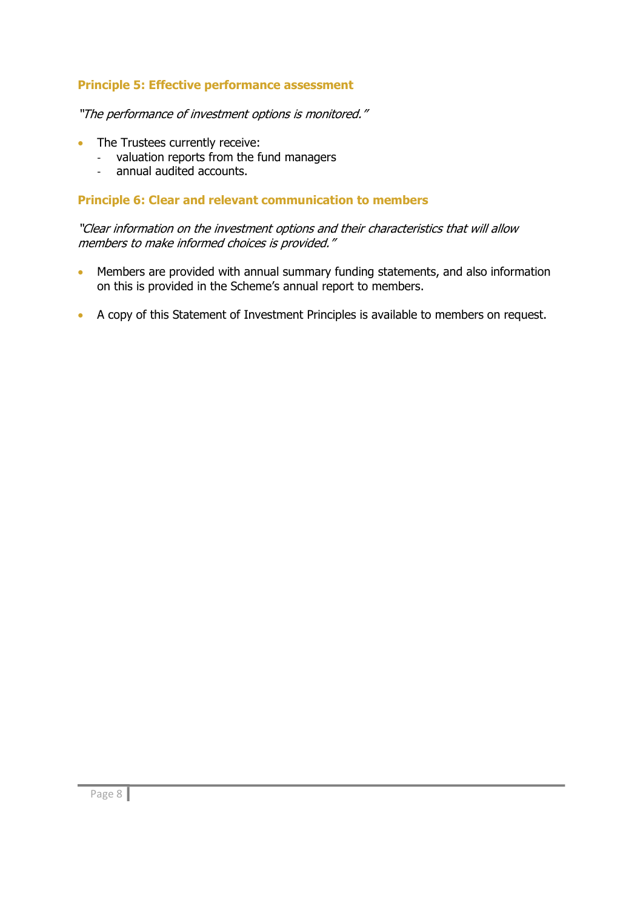### Principle 5: Effective performance assessment

*"The performance of investment options is monitored."*

- The Trustees currently receive:
  - valuation reports from the fund managers
  - annual audited accounts.

### Principle 6: Clear and relevant communication to members

*"Clear information on the investment options and their characteristics that will allow members to make informed choices is provided."*

- Members are provided with annual summary funding statements, and also information on this is provided in the Scheme's annual report to members.

- A copy of this Statement of Investment Principles is available to members on request.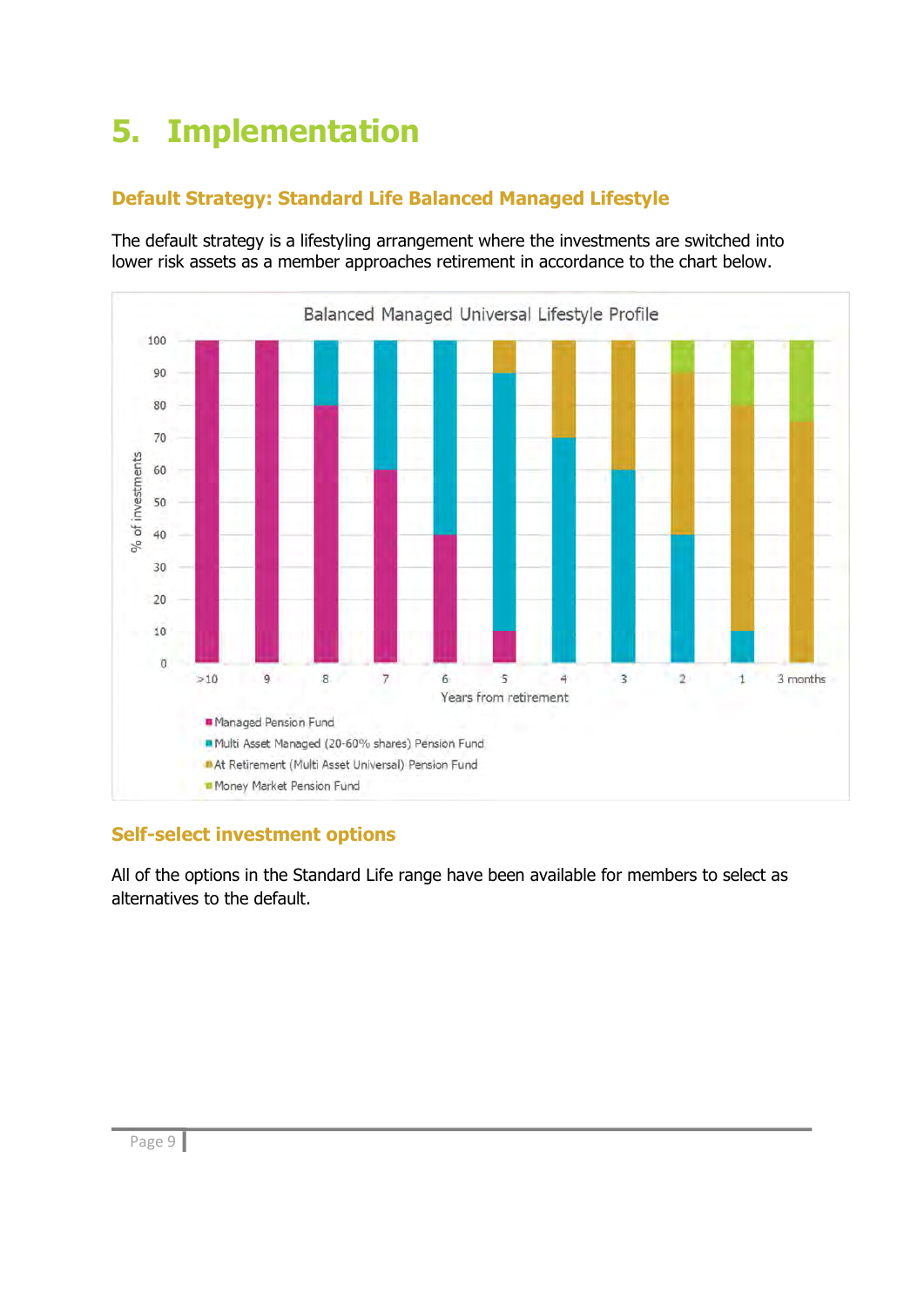# 5. Implementation

### Default Strategy: Standard Life Balanced Managed Lifestyle

The default strategy is a lifestyling arrangement where the investments are switched into lower risk assets as a member approaches retirement in accordance to the chart below.

**Balanced Managed Universal Lifestyle Profile**

% of investments (y-axis: 0–100) by Years from retirement (x-axis: >10, 9, 8, 7, 6, 5, 4, 3, 2, 1, 3 months)

- Managed Pension Fund
- Multi Asset Managed (20-60% shares) Pension Fund
- At Retirement (Multi Asset Universal) Pension Fund
- Money Market Pension Fund

### Self-select investment options

All of the options in the Standard Life range have been available for members to select as alternatives to the default.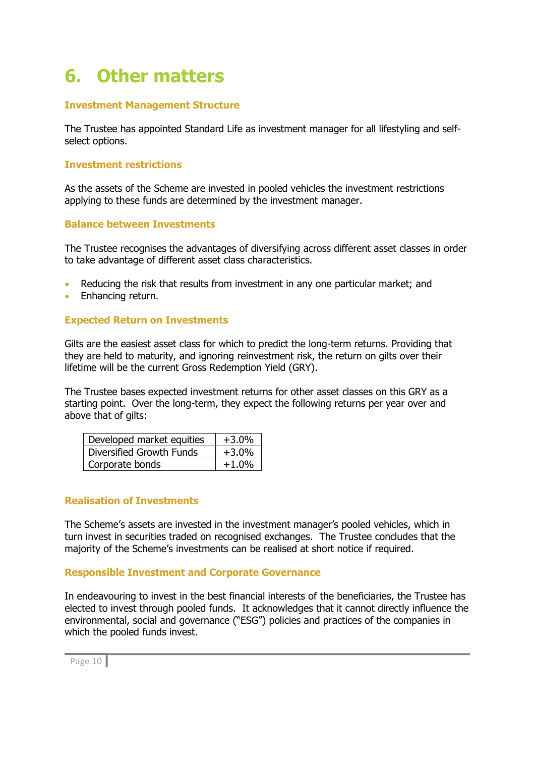# 6. Other matters

### Investment Management Structure

The Trustee has appointed Standard Life as investment manager for all lifestyling and self-select options.

### Investment restrictions

As the assets of the Scheme are invested in pooled vehicles the investment restrictions applying to these funds are determined by the investment manager.

### Balance between Investments

The Trustee recognises the advantages of diversifying across different asset classes in order to take advantage of different asset class characteristics.

- Reducing the risk that results from investment in any one particular market; and
- Enhancing return.

### Expected Return on Investments

Gilts are the easiest asset class for which to predict the long-term returns. Providing that they are held to maturity, and ignoring reinvestment risk, the return on gilts over their lifetime will be the current Gross Redemption Yield (GRY).

The Trustee bases expected investment returns for other asset classes on this GRY as a starting point. Over the long-term, they expect the following returns per year over and above that of gilts:

| | |
|---|---|
| Developed market equities | +3.0% |
| Diversified Growth Funds | +3.0% |
| Corporate bonds | +1.0% |

### Realisation of Investments

The Scheme's assets are invested in the investment manager's pooled vehicles, which in turn invest in securities traded on recognised exchanges. The Trustee concludes that the majority of the Scheme's investments can be realised at short notice if required.

### Responsible Investment and Corporate Governance

In endeavouring to invest in the best financial interests of the beneficiaries, the Trustee has elected to invest through pooled funds. It acknowledges that it cannot directly influence the environmental, social and governance ("ESG") policies and practices of the companies in which the pooled funds invest.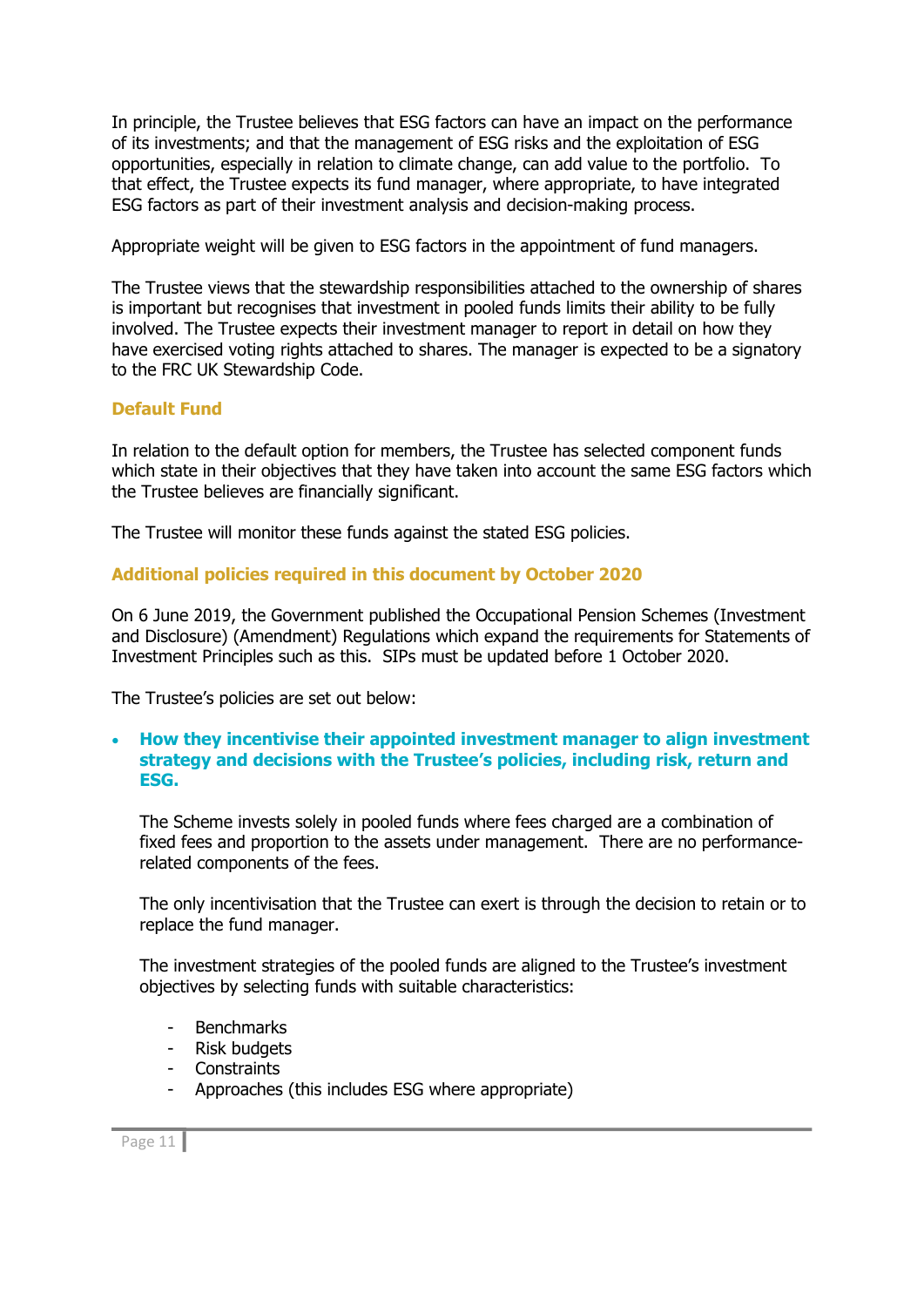In principle, the Trustee believes that ESG factors can have an impact on the performance of its investments; and that the management of ESG risks and the exploitation of ESG opportunities, especially in relation to climate change, can add value to the portfolio. To that effect, the Trustee expects its fund manager, where appropriate, to have integrated ESG factors as part of their investment analysis and decision-making process.

Appropriate weight will be given to ESG factors in the appointment of fund managers.

The Trustee views that the stewardship responsibilities attached to the ownership of shares is important but recognises that investment in pooled funds limits their ability to be fully involved. The Trustee expects their investment manager to report in detail on how they have exercised voting rights attached to shares. The manager is expected to be a signatory to the FRC UK Stewardship Code.

### Default Fund

In relation to the default option for members, the Trustee has selected component funds which state in their objectives that they have taken into account the same ESG factors which the Trustee believes are financially significant.

The Trustee will monitor these funds against the stated ESG policies.

### Additional policies required in this document by October 2020

On 6 June 2019, the Government published the Occupational Pension Schemes (Investment and Disclosure) (Amendment) Regulations which expand the requirements for Statements of Investment Principles such as this. SIPs must be updated before 1 October 2020.

The Trustee's policies are set out below:

- **How they incentivise their appointed investment manager to align investment strategy and decisions with the Trustee's policies, including risk, return and ESG.**

  The Scheme invests solely in pooled funds where fees charged are a combination of fixed fees and proportion to the assets under management. There are no performance-related components of the fees.

  The only incentivisation that the Trustee can exert is through the decision to retain or to replace the fund manager.

  The investment strategies of the pooled funds are aligned to the Trustee's investment objectives by selecting funds with suitable characteristics:

  - Benchmarks
  - Risk budgets
  - Constraints
  - Approaches (this includes ESG where appropriate)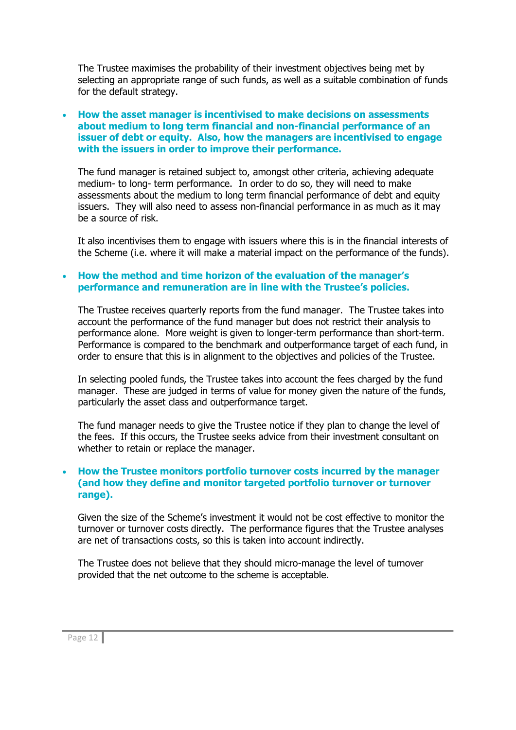The Trustee maximises the probability of their investment objectives being met by selecting an appropriate range of such funds, as well as a suitable combination of funds for the default strategy.

- **How the asset manager is incentivised to make decisions on assessments about medium to long term financial and non-financial performance of an issuer of debt or equity. Also, how the managers are incentivised to engage with the issuers in order to improve their performance.**

  The fund manager is retained subject to, amongst other criteria, achieving adequate medium- to long- term performance. In order to do so, they will need to make assessments about the medium to long term financial performance of debt and equity issuers. They will also need to assess non-financial performance in as much as it may be a source of risk.

  It also incentivises them to engage with issuers where this is in the financial interests of the Scheme (i.e. where it will make a material impact on the performance of the funds).

- **How the method and time horizon of the evaluation of the manager's performance and remuneration are in line with the Trustee's policies.**

  The Trustee receives quarterly reports from the fund manager. The Trustee takes into account the performance of the fund manager but does not restrict their analysis to performance alone. More weight is given to longer-term performance than short-term. Performance is compared to the benchmark and outperformance target of each fund, in order to ensure that this is in alignment to the objectives and policies of the Trustee.

  In selecting pooled funds, the Trustee takes into account the fees charged by the fund manager. These are judged in terms of value for money given the nature of the funds, particularly the asset class and outperformance target.

  The fund manager needs to give the Trustee notice if they plan to change the level of the fees. If this occurs, the Trustee seeks advice from their investment consultant on whether to retain or replace the manager.

- **How the Trustee monitors portfolio turnover costs incurred by the manager (and how they define and monitor targeted portfolio turnover or turnover range).**

  Given the size of the Scheme's investment it would not be cost effective to monitor the turnover or turnover costs directly. The performance figures that the Trustee analyses are net of transactions costs, so this is taken into account indirectly.

  The Trustee does not believe that they should micro-manage the level of turnover provided that the net outcome to the scheme is acceptable.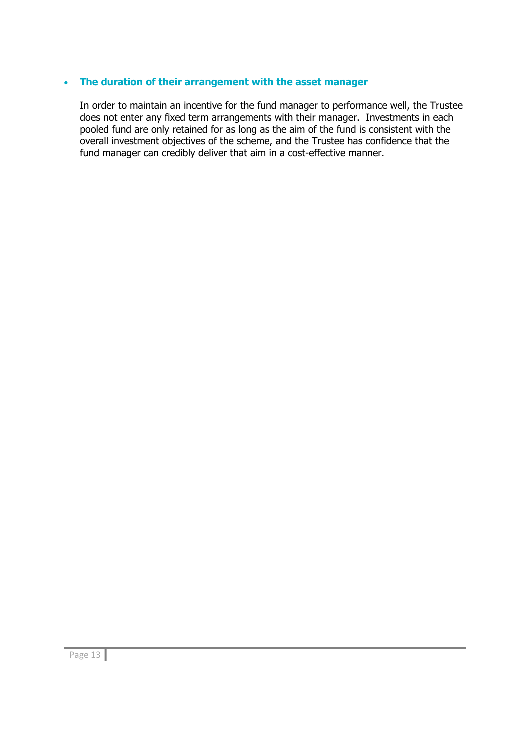- **The duration of their arrangement with the asset manager**

  In order to maintain an incentive for the fund manager to performance well, the Trustee does not enter any fixed term arrangements with their manager. Investments in each pooled fund are only retained for as long as the aim of the fund is consistent with the overall investment objectives of the scheme, and the Trustee has confidence that the fund manager can credibly deliver that aim in a cost-effective manner.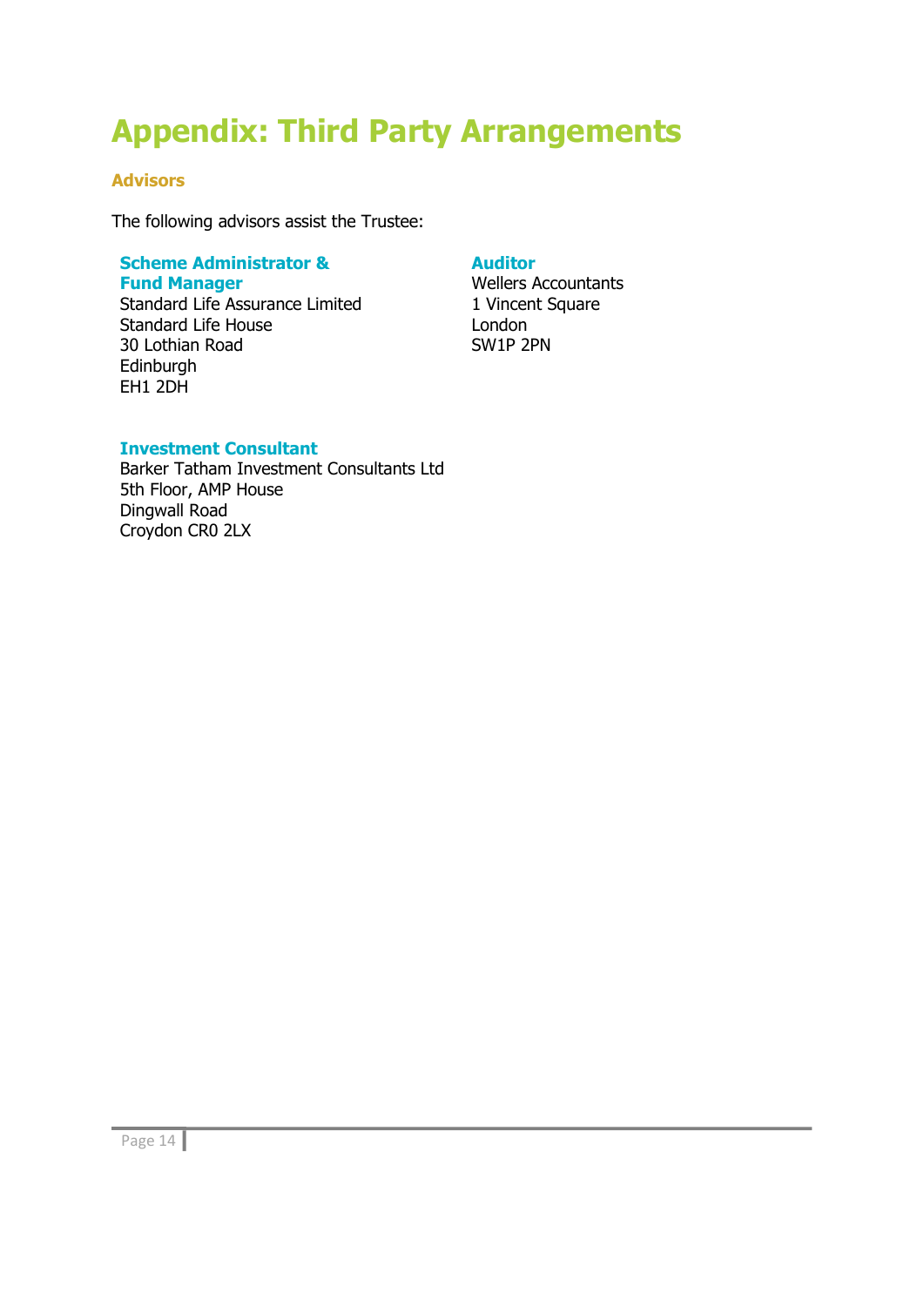# Appendix: Third Party Arrangements

## Advisors

The following advisors assist the Trustee:

### Scheme Administrator & Fund Manager

Standard Life Assurance Limited
Standard Life House
30 Lothian Road
Edinburgh
EH1 2DH

### Auditor

Wellers Accountants
1 Vincent Square
London
SW1P 2PN

### Investment Consultant

Barker Tatham Investment Consultants Ltd
5th Floor, AMP House
Dingwall Road
Croydon CR0 2LX